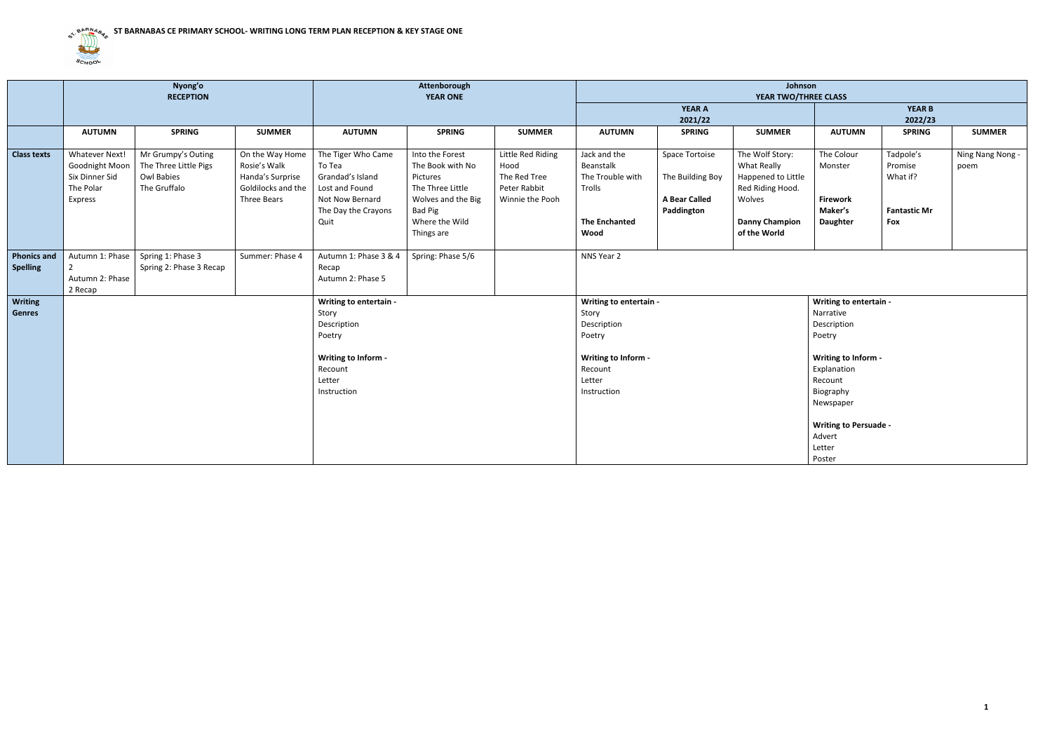# ST BARNABAS CE PRIMARY SCHOOL- WRITING LONG TERM PLAN RECEPTION & KEY STAGE ONE

| | Nyong'o RECEPTION | | | Attenborough YEAR ONE | | | Johnson YEAR TWO/THREE CLASS | | | | | |
|---|---|---|---|---|---|---|---|---|---|---|---|---|
| | | | | | | | YEAR A 2021/22 | | | YEAR B 2022/23 | | |
| | **AUTUMN** | **SPRING** | **SUMMER** | **AUTUMN** | **SPRING** | **SUMMER** | **AUTUMN** | **SPRING** | **SUMMER** | **AUTUMN** | **SPRING** | **SUMMER** |
| **Class texts** | Whatever Next!<br>Goodnight Moon<br>Six Dinner Sid<br>The Polar Express | Mr Grumpy's Outing<br>The Three Little Pigs<br>Owl Babies<br>The Gruffalo | On the Way Home<br>Rosie's Walk<br>Handa's Surprise<br>Goldilocks and the Three Bears | The Tiger Who Came To Tea<br>Grandad's Island<br>Lost and Found<br>Not Now Bernard<br>The Day the Crayons Quit | Into the Forest<br>The Book with No Pictures<br>The Three Little Wolves and the Big Bad Pig<br>Where the Wild Things are | Little Red Riding Hood<br>The Red Tree<br>Peter Rabbit<br>Winnie the Pooh | Jack and the Beanstalk<br>The Trouble with Trolls<br><br>**The Enchanted Wood** | Space Tortoise<br><br>The Building Boy<br><br>**A Bear Called Paddington** | The Wolf Story: What Really Happened to Little Red Riding Hood.<br>Wolves<br><br>**Danny Champion of the World** | The Colour Monster<br><br>**Firework Maker's Daughter** | Tadpole's Promise<br>What if?<br><br>**Fantastic Mr Fox** | Ning Nang Nong - poem |
| **Phonics and Spelling** | Autumn 1: Phase 2<br>Autumn 2: Phase 2 Recap | Spring 1: Phase 3<br>Spring 2: Phase 3 Recap | Summer: Phase 4 | Autumn 1: Phase 3 & 4 Recap<br>Autumn 2: Phase 5 | Spring: Phase 5/6 | | NNS Year 2 | | | | | |
| **Writing Genres** | | | | **Writing to entertain -**<br>Story<br>Description<br>Poetry<br><br>**Writing to Inform -**<br>Recount<br>Letter<br>Instruction | | | **Writing to entertain -**<br>Story<br>Description<br>Poetry<br><br>**Writing to Inform -**<br>Recount<br>Letter<br>Instruction | | | **Writing to entertain -**<br>Narrative<br>Description<br>Poetry<br><br>**Writing to Inform -**<br>Explanation<br>Recount<br>Biography<br>Newspaper<br><br>**Writing to Persuade -**<br>Advert<br>Letter<br>Poster | | |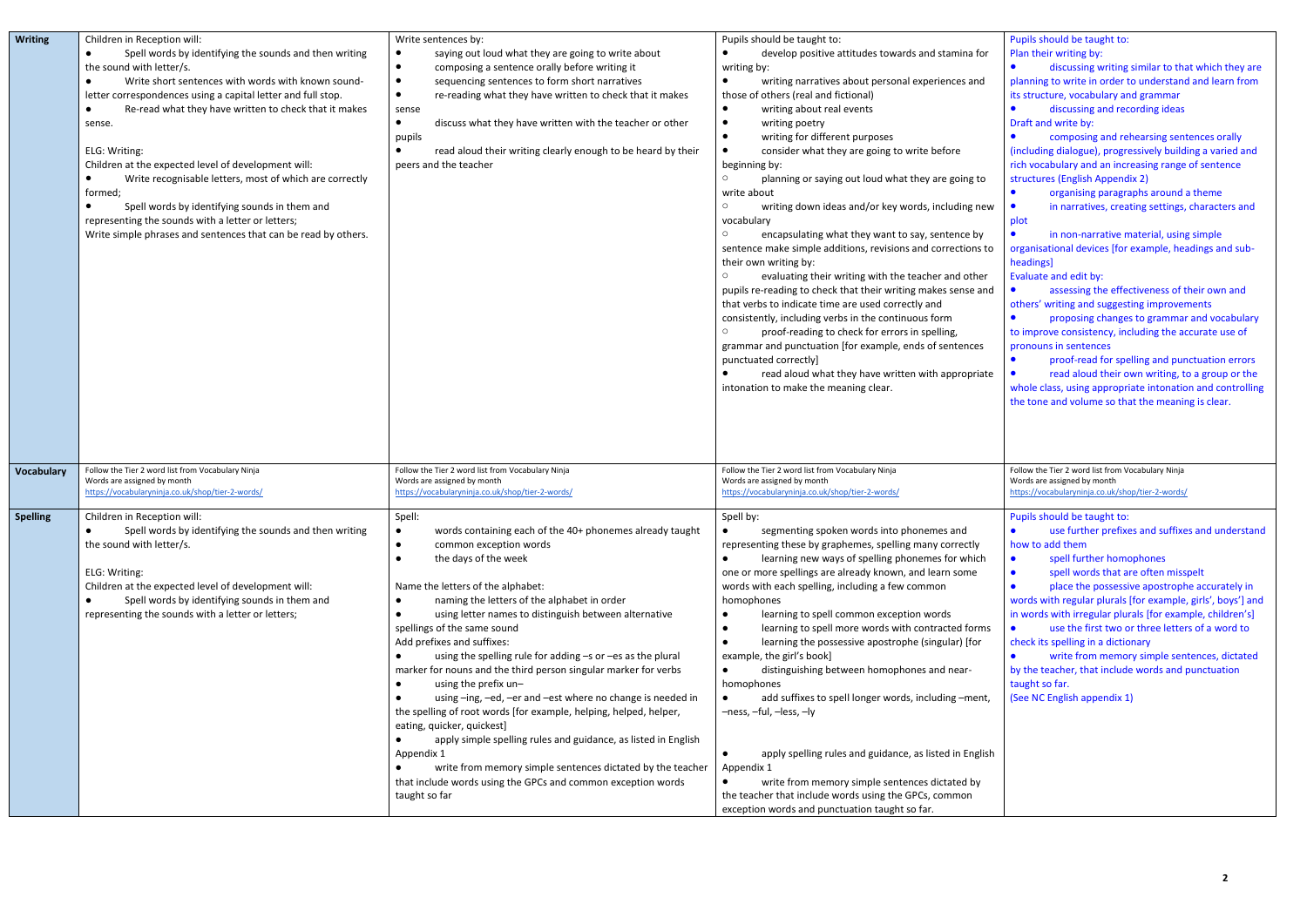| Writing | Children in Reception will:<br>● Spell words by identifying the sounds and then writing the sound with letter/s.<br>● Write short sentences with words with known sound-letter correspondences using a capital letter and full stop.<br>● Re-read what they have written to check that it makes sense.<br><br>ELG: Writing:<br>Children at the expected level of development will:<br>● Write recognisable letters, most of which are correctly formed;<br>● Spell words by identifying sounds in them and representing the sounds with a letter or letters;<br>Write simple phrases and sentences that can be read by others. | Write sentences by:<br>● saying out loud what they are going to write about<br>● composing a sentence orally before writing it<br>● sequencing sentences to form short narratives<br>● re-reading what they have written to check that it makes sense<br>● discuss what they have written with the teacher or other pupils<br>● read aloud their writing clearly enough to be heard by their peers and the teacher | Pupils should be taught to:<br>● develop positive attitudes towards and stamina for writing by:<br>● writing narratives about personal experiences and those of others (real and fictional)<br>● writing about real events<br>● writing poetry<br>● writing for different purposes<br>● consider what they are going to write before beginning by:<br>○ planning or saying out loud what they are going to write about<br>○ writing down ideas and/or key words, including new vocabulary<br>○ encapsulating what they want to say, sentence by sentence make simple additions, revisions and corrections to their own writing by:<br>○ evaluating their writing with the teacher and other pupils re-reading to check that their writing makes sense and that verbs to indicate time are used correctly and consistently, including verbs in the continuous form<br>○ proof-reading to check for errors in spelling, grammar and punctuation [for example, ends of sentences punctuated correctly]<br>● read aloud what they have written with appropriate intonation to make the meaning clear. | Pupils should be taught to:<br>Plan their writing by:<br>● discussing writing similar to that which they are planning to write in order to understand and learn from its structure, vocabulary and grammar<br>● discussing and recording ideas<br>Draft and write by:<br>● composing and rehearsing sentences orally (including dialogue), progressively building a varied and rich vocabulary and an increasing range of sentence structures (English Appendix 2)<br>● organising paragraphs around a theme<br>● in narratives, creating settings, characters and plot<br>● in non-narrative material, using simple organisational devices [for example, headings and sub-headings]<br>Evaluate and edit by:<br>● assessing the effectiveness of their own and others' writing and suggesting improvements<br>● proposing changes to grammar and vocabulary to improve consistency, including the accurate use of pronouns in sentences<br>● proof-read for spelling and punctuation errors<br>● read aloud their own writing, to a group or the whole class, using appropriate intonation and controlling the tone and volume so that the meaning is clear. |
|---|---|---|---|---|
| Vocabulary | Follow the Tier 2 word list from Vocabulary Ninja<br>Words are assigned by month<br>https://vocabularyninja.co.uk/shop/tier-2-words/ | Follow the Tier 2 word list from Vocabulary Ninja<br>Words are assigned by month<br>https://vocabularyninja.co.uk/shop/tier-2-words/ | Follow the Tier 2 word list from Vocabulary Ninja<br>Words are assigned by month<br>https://vocabularyninja.co.uk/shop/tier-2-words/ | Follow the Tier 2 word list from Vocabulary Ninja<br>Words are assigned by month<br>https://vocabularyninja.co.uk/shop/tier-2-words/ |
| Spelling | Children in Reception will:<br>● Spell words by identifying the sounds and then writing the sound with letter/s.<br><br>ELG: Writing:<br>Children at the expected level of development will:<br>● Spell words by identifying sounds in them and representing the sounds with a letter or letters; | Spell:<br>● words containing each of the 40+ phonemes already taught<br>● common exception words<br>● the days of the week<br><br>Name the letters of the alphabet:<br>● naming the letters of the alphabet in order<br>● using letter names to distinguish between alternative spellings of the same sound<br>Add prefixes and suffixes:<br>● using the spelling rule for adding –s or –es as the plural marker for nouns and the third person singular marker for verbs<br>● using the prefix un–<br>● using –ing, –ed, –er and –est where no change is needed in the spelling of root words [for example, helping, helped, helper, eating, quicker, quickest]<br>● apply simple spelling rules and guidance, as listed in English Appendix 1<br>● write from memory simple sentences dictated by the teacher that include words using the GPCs and common exception words taught so far | Spell by:<br>● segmenting spoken words into phonemes and representing these by graphemes, spelling many correctly<br>● learning new ways of spelling phonemes for which one or more spellings are already known, and learn some words with each spelling, including a few common homophones<br>● learning to spell common exception words<br>● learning to spell more words with contracted forms<br>● learning the possessive apostrophe (singular) [for example, the girl's book]<br>● distinguishing between homophones and near-homophones<br>● add suffixes to spell longer words, including –ment, –ness, –ful, –less, –ly<br><br>● apply spelling rules and guidance, as listed in English Appendix 1<br>● write from memory simple sentences dictated by the teacher that include words using the GPCs, common exception words and punctuation taught so far. | Pupils should be taught to:<br>● use further prefixes and suffixes and understand how to add them<br>● spell further homophones<br>● spell words that are often misspelt<br>● place the possessive apostrophe accurately in words with regular plurals [for example, girls', boys'] and in words with irregular plurals [for example, children's]<br>● use the first two or three letters of a word to check its spelling in a dictionary<br>● write from memory simple sentences, dictated by the teacher, that include words and punctuation taught so far.<br>(See NC English appendix 1) |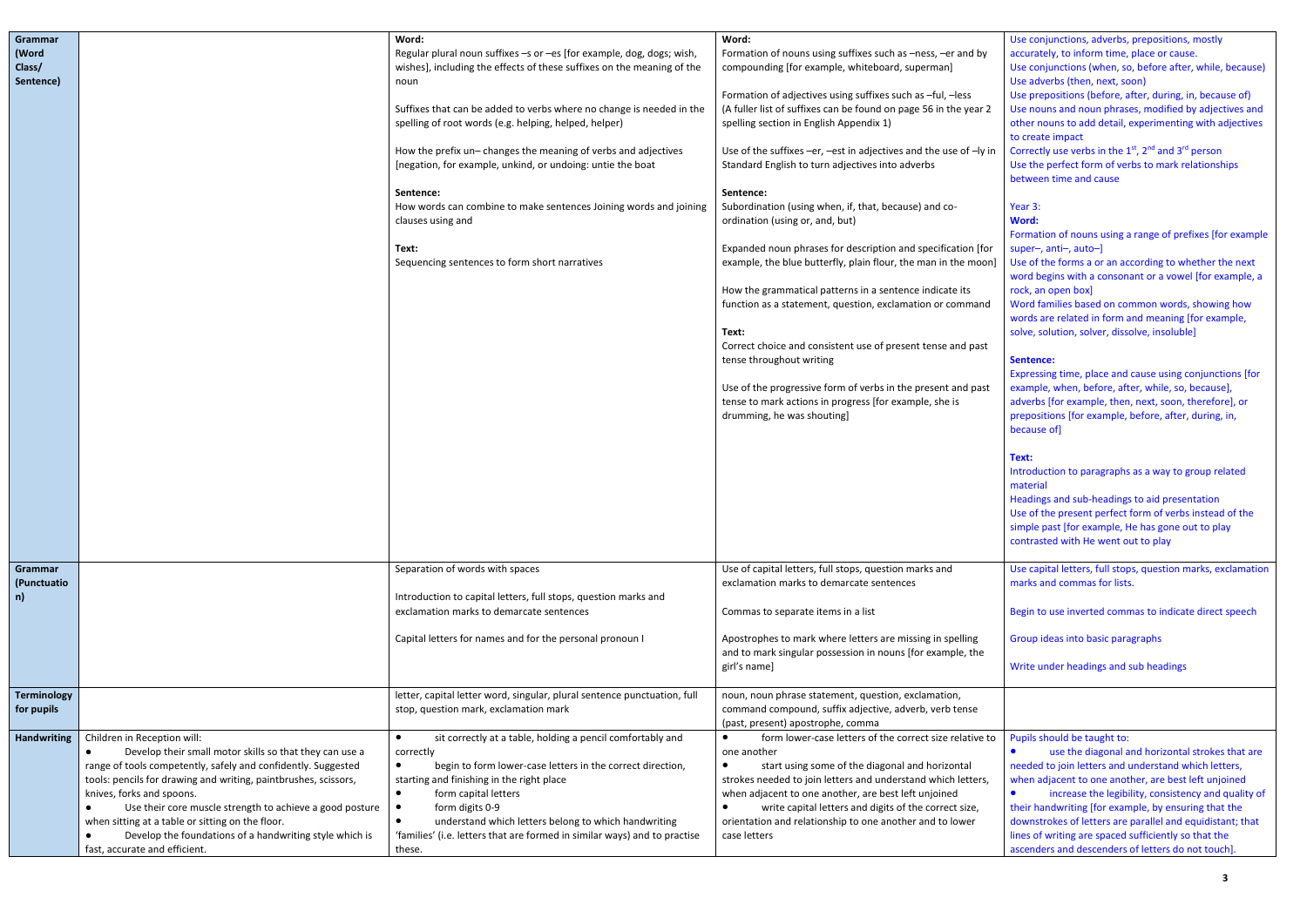| Grammar (Word Class/ Sentence) | | **Word:**<br>Regular plural noun suffixes –s or –es [for example, dog, dogs; wish, wishes], including the effects of these suffixes on the meaning of the noun<br><br>Suffixes that can be added to verbs where no change is needed in the spelling of root words (e.g. helping, helped, helper)<br><br>How the prefix un– changes the meaning of verbs and adjectives [negation, for example, unkind, or undoing: untie the boat<br><br>**Sentence:**<br>How words can combine to make sentences Joining words and joining clauses using and<br><br>**Text:**<br>Sequencing sentences to form short narratives | **Word:**<br>Formation of nouns using suffixes such as –ness, –er and by compounding [for example, whiteboard, superman]<br><br>Formation of adjectives using suffixes such as –ful, –less (A fuller list of suffixes can be found on page 56 in the year 2 spelling section in English Appendix 1)<br><br>Use of the suffixes –er, –est in adjectives and the use of –ly in Standard English to turn adjectives into adverbs<br><br>**Sentence:**<br>Subordination (using when, if, that, because) and co-ordination (using or, and, but)<br><br>Expanded noun phrases for description and specification [for example, the blue butterfly, plain flour, the man in the moon]<br><br>How the grammatical patterns in a sentence indicate its function as a statement, question, exclamation or command<br><br>**Text:**<br>Correct choice and consistent use of present tense and past tense throughout writing<br><br>Use of the progressive form of verbs in the present and past tense to mark actions in progress [for example, she is drumming, he was shouting] | Use conjunctions, adverbs, prepositions, mostly accurately, to inform time, place or cause.<br>Use conjunctions (when, so, before after, while, because)<br>Use adverbs (then, next, soon)<br>Use prepositions (before, after, during, in, because of)<br>Use nouns and noun phrases, modified by adjectives and other nouns to add detail, experimenting with adjectives to create impact<br>Correctly use verbs in the 1st, 2nd and 3rd person<br>Use the perfect form of verbs to mark relationships between time and cause<br><br>Year 3:<br>**Word:**<br>Formation of nouns using a range of prefixes [for example super–, anti–, auto–]<br>Use of the forms a or an according to whether the next word begins with a consonant or a vowel [for example, a rock, an open box]<br>Word families based on common words, showing how words are related in form and meaning [for example, solve, solution, solver, dissolve, insoluble]<br><br>**Sentence:**<br>Expressing time, place and cause using conjunctions [for example, when, before, after, while, so, because], adverbs [for example, then, next, soon, therefore], or prepositions [for example, before, after, during, in, because of]<br><br>**Text:**<br>Introduction to paragraphs as a way to group related material<br>Headings and sub-headings to aid presentation<br>Use of the present perfect form of verbs instead of the simple past [for example, He has gone out to play contrasted with He went out to play |
|---|---|---|---|---|
| Grammar (Punctuation) | | Separation of words with spaces<br><br>Introduction to capital letters, full stops, question marks and exclamation marks to demarcate sentences<br><br>Capital letters for names and for the personal pronoun I | Use of capital letters, full stops, question marks and exclamation marks to demarcate sentences<br><br>Commas to separate items in a list<br><br>Apostrophes to mark where letters are missing in spelling and to mark singular possession in nouns [for example, the girl's name] | Use capital letters, full stops, question marks, exclamation marks and commas for lists.<br><br>Begin to use inverted commas to indicate direct speech<br><br>Group ideas into basic paragraphs<br><br>Write under headings and sub headings |
| Terminology for pupils | | letter, capital letter word, singular, plural sentence punctuation, full stop, question mark, exclamation mark | noun, noun phrase statement, question, exclamation, command compound, suffix adjective, adverb, verb tense (past, present) apostrophe, comma | |
| Handwriting | Children in Reception will:<br>● Develop their small motor skills so that they can use a range of tools competently, safely and confidently. Suggested tools: pencils for drawing and writing, paintbrushes, scissors, knives, forks and spoons.<br>● Use their core muscle strength to achieve a good posture when sitting at a table or sitting on the floor.<br>● Develop the foundations of a handwriting style which is fast, accurate and efficient. | ● sit correctly at a table, holding a pencil comfortably and correctly<br>● begin to form lower-case letters in the correct direction, starting and finishing in the right place<br>● form capital letters<br>● form digits 0-9<br>● understand which letters belong to which handwriting 'families' (i.e. letters that are formed in similar ways) and to practise these. | ● form lower-case letters of the correct size relative to one another<br>● start using some of the diagonal and horizontal strokes needed to join letters and understand which letters, when adjacent to one another, are best left unjoined<br>● write capital letters and digits of the correct size, orientation and relationship to one another and to lower case letters | Pupils should be taught to:<br>● use the diagonal and horizontal strokes that are needed to join letters and understand which letters, when adjacent to one another, are best left unjoined<br>● increase the legibility, consistency and quality of their handwriting [for example, by ensuring that the downstrokes of letters are parallel and equidistant; that lines of writing are spaced sufficiently so that the ascenders and descenders of letters do not touch]. |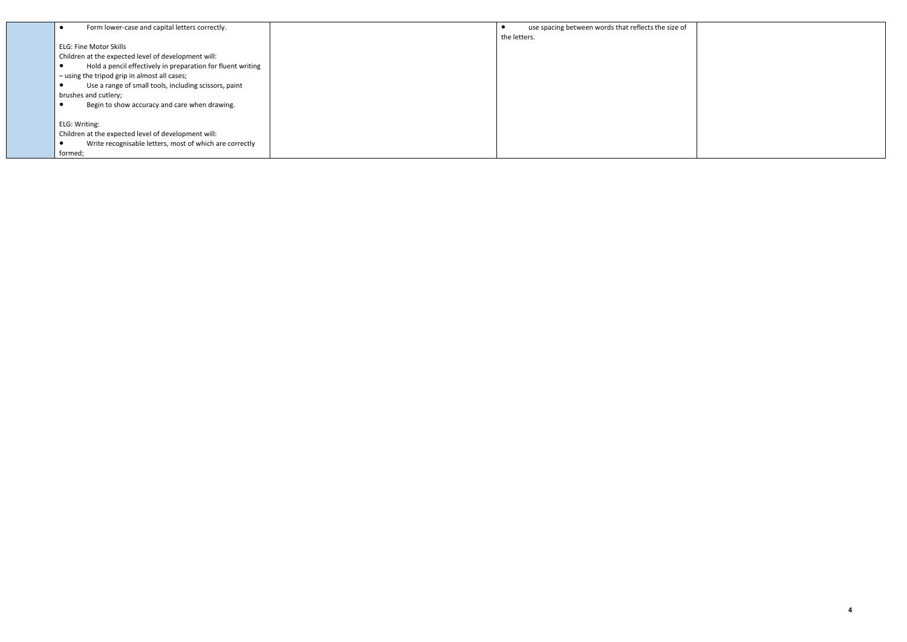| | | | | |
|---|---|---|---|---|
| | • Form lower-case and capital letters correctly.<br><br>ELG: Fine Motor Skills<br>Children at the expected level of development will:<br>• Hold a pencil effectively in preparation for fluent writing – using the tripod grip in almost all cases;<br>• Use a range of small tools, including scissors, paint brushes and cutlery;<br>• Begin to show accuracy and care when drawing.<br><br>ELG: Writing:<br>Children at the expected level of development will:<br>• Write recognisable letters, most of which are correctly formed; | | • use spacing between words that reflects the size of the letters. | |